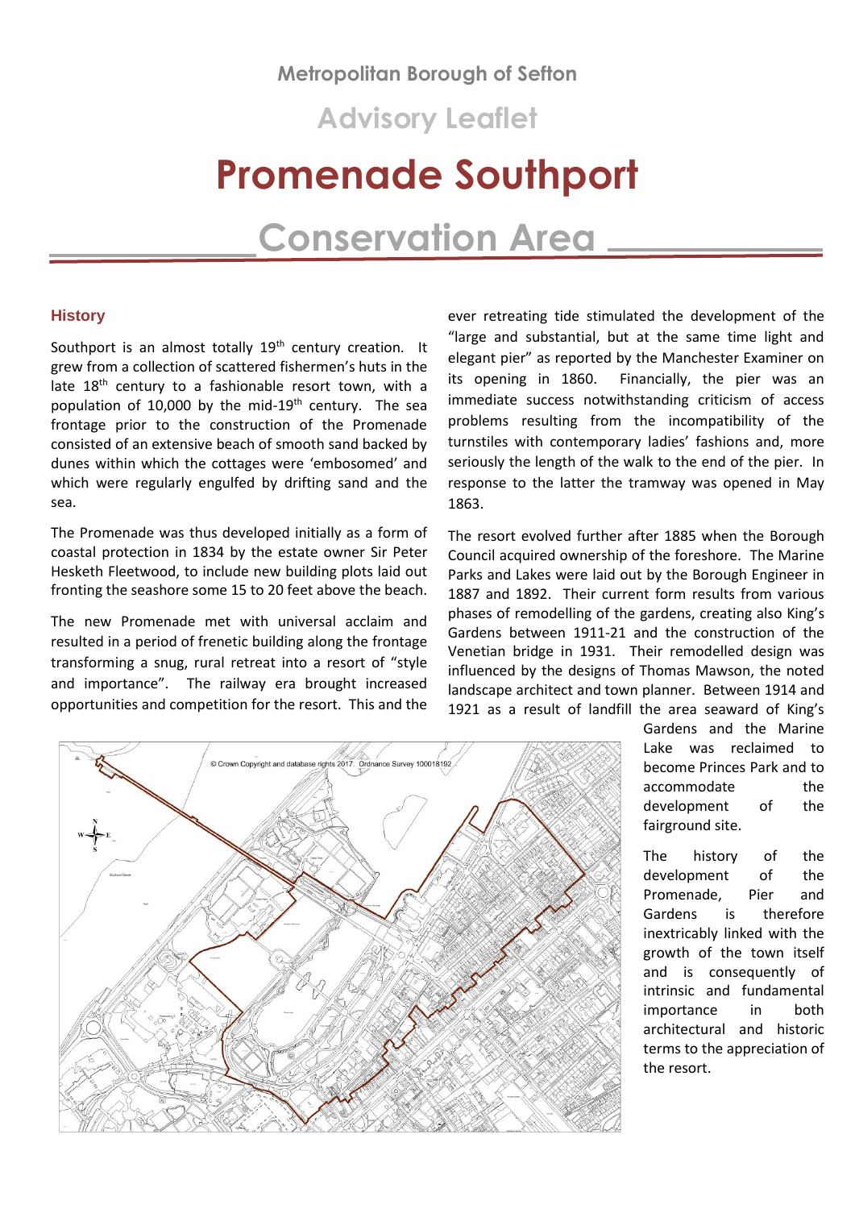Metropolitan Borough of Sefton

Advisory Leaflet

# Promenade Southport

# Conservation Area

## History

Southport is an almost totally 19th century creation. It grew from a collection of scattered fishermen's huts in the late 18th century to a fashionable resort town, with a population of 10,000 by the mid-19th century. The sea frontage prior to the construction of the Promenade consisted of an extensive beach of smooth sand backed by dunes within which the cottages were 'embosomed' and which were regularly engulfed by drifting sand and the sea.

The Promenade was thus developed initially as a form of coastal protection in 1834 by the estate owner Sir Peter Hesketh Fleetwood, to include new building plots laid out fronting the seashore some 15 to 20 feet above the beach.

The new Promenade met with universal acclaim and resulted in a period of frenetic building along the frontage transforming a snug, rural retreat into a resort of "style and importance". The railway era brought increased opportunities and competition for the resort. This and the ever retreating tide stimulated the development of the "large and substantial, but at the same time light and elegant pier" as reported by the Manchester Examiner on its opening in 1860. Financially, the pier was an immediate success notwithstanding criticism of access problems resulting from the incompatibility of the turnstiles with contemporary ladies' fashions and, more seriously the length of the walk to the end of the pier. In response to the latter the tramway was opened in May 1863.

The resort evolved further after 1885 when the Borough Council acquired ownership of the foreshore. The Marine Parks and Lakes were laid out by the Borough Engineer in 1887 and 1892. Their current form results from various phases of remodelling of the gardens, creating also King's Gardens between 1911-21 and the construction of the Venetian bridge in 1931. Their remodelled design was influenced by the designs of Thomas Mawson, the noted landscape architect and town planner. Between 1914 and 1921 as a result of landfill the area seaward of King's Gardens and the Marine Lake was reclaimed to become Princes Park and to accommodate the development of the fairground site.

The history of the development of the Promenade, Pier and Gardens is therefore inextricably linked with the growth of the town itself and is consequently of intrinsic and fundamental importance in both architectural and historic terms to the appreciation of the resort.

© Crown Copyright and database rights 2017. Ordnance Survey 100018192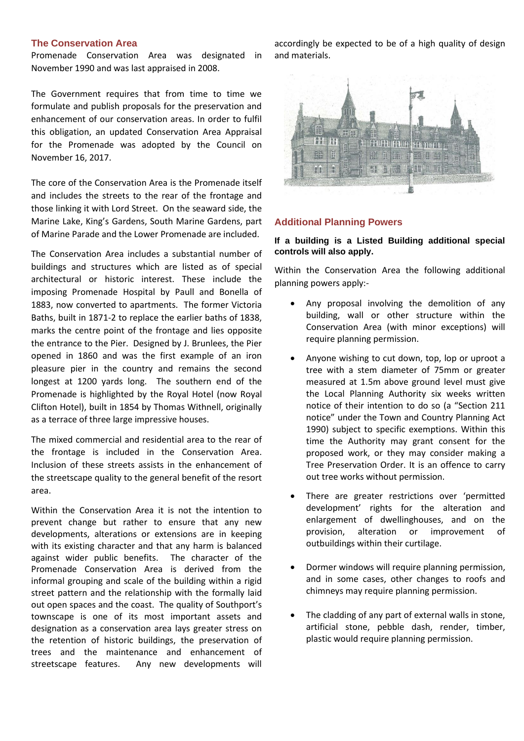## The Conservation Area

Promenade Conservation Area was designated in November 1990 and was last appraised in 2008.

The Government requires that from time to time we formulate and publish proposals for the preservation and enhancement of our conservation areas. In order to fulfil this obligation, an updated Conservation Area Appraisal for the Promenade was adopted by the Council on November 16, 2017.

The core of the Conservation Area is the Promenade itself and includes the streets to the rear of the frontage and those linking it with Lord Street. On the seaward side, the Marine Lake, King's Gardens, South Marine Gardens, part of Marine Parade and the Lower Promenade are included.

The Conservation Area includes a substantial number of buildings and structures which are listed as of special architectural or historic interest. These include the imposing Promenade Hospital by Paull and Bonella of 1883, now converted to apartments. The former Victoria Baths, built in 1871-2 to replace the earlier baths of 1838, marks the centre point of the frontage and lies opposite the entrance to the Pier. Designed by J. Brunlees, the Pier opened in 1860 and was the first example of an iron pleasure pier in the country and remains the second longest at 1200 yards long. The southern end of the Promenade is highlighted by the Royal Hotel (now Royal Clifton Hotel), built in 1854 by Thomas Withnell, originally as a terrace of three large impressive houses.

The mixed commercial and residential area to the rear of the frontage is included in the Conservation Area. Inclusion of these streets assists in the enhancement of the streetscape quality to the general benefit of the resort area.

Within the Conservation Area it is not the intention to prevent change but rather to ensure that any new developments, alterations or extensions are in keeping with its existing character and that any harm is balanced against wider public benefits. The character of the Promenade Conservation Area is derived from the informal grouping and scale of the building within a rigid street pattern and the relationship with the formally laid out open spaces and the coast. The quality of Southport's townscape is one of its most important assets and designation as a conservation area lays greater stress on the retention of historic buildings, the preservation of trees and the maintenance and enhancement of streetscape features. Any new developments will accordingly be expected to be of a high quality of design and materials.

## Additional Planning Powers

**If a building is a Listed Building additional special controls will also apply.**

Within the Conservation Area the following additional planning powers apply:-

- Any proposal involving the demolition of any building, wall or other structure within the Conservation Area (with minor exceptions) will require planning permission.
- Anyone wishing to cut down, top, lop or uproot a tree with a stem diameter of 75mm or greater measured at 1.5m above ground level must give the Local Planning Authority six weeks written notice of their intention to do so (a "Section 211 notice" under the Town and Country Planning Act 1990) subject to specific exemptions. Within this time the Authority may grant consent for the proposed work, or they may consider making a Tree Preservation Order. It is an offence to carry out tree works without permission.
- There are greater restrictions over 'permitted development' rights for the alteration and enlargement of dwellinghouses, and on the provision, alteration or improvement of outbuildings within their curtilage.
- Dormer windows will require planning permission, and in some cases, other changes to roofs and chimneys may require planning permission.
- The cladding of any part of external walls in stone, artificial stone, pebble dash, render, timber, plastic would require planning permission.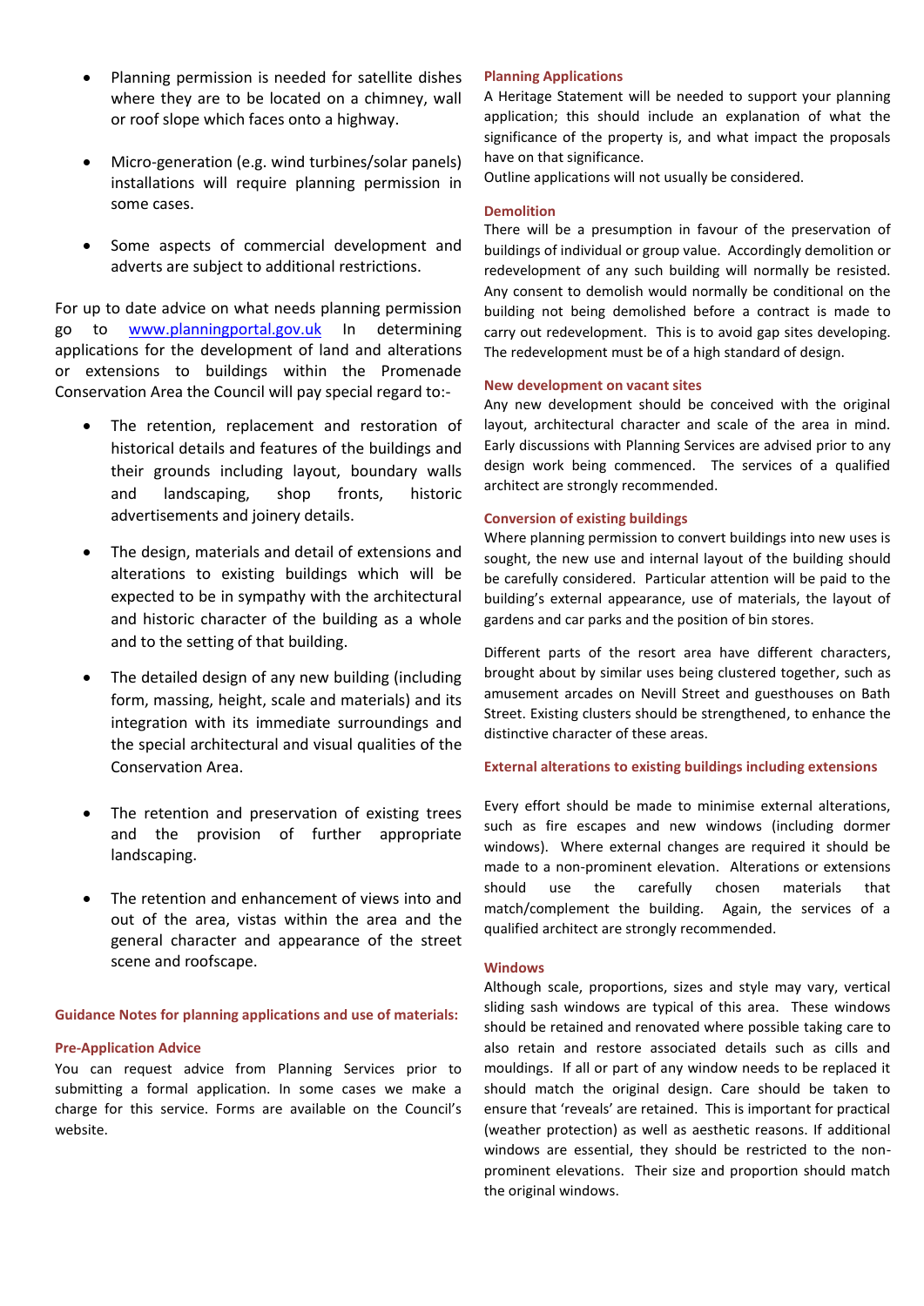- Planning permission is needed for satellite dishes where they are to be located on a chimney, wall or roof slope which faces onto a highway.

- Micro-generation (e.g. wind turbines/solar panels) installations will require planning permission in some cases.

- Some aspects of commercial development and adverts are subject to additional restrictions.

For up to date advice on what needs planning permission go to www.planningportal.gov.uk In determining applications for the development of land and alterations or extensions to buildings within the Promenade Conservation Area the Council will pay special regard to:-

- The retention, replacement and restoration of historical details and features of the buildings and their grounds including layout, boundary walls and landscaping, shop fronts, historic advertisements and joinery details.

- The design, materials and detail of extensions and alterations to existing buildings which will be expected to be in sympathy with the architectural and historic character of the building as a whole and to the setting of that building.

- The detailed design of any new building (including form, massing, height, scale and materials) and its integration with its immediate surroundings and the special architectural and visual qualities of the Conservation Area.

- The retention and preservation of existing trees and the provision of further appropriate landscaping.

- The retention and enhancement of views into and out of the area, vistas within the area and the general character and appearance of the street scene and roofscape.

### Guidance Notes for planning applications and use of materials:

#### Pre-Application Advice

You can request advice from Planning Services prior to submitting a formal application. In some cases we make a charge for this service. Forms are available on the Council's website.

#### Planning Applications

A Heritage Statement will be needed to support your planning application; this should include an explanation of what the significance of the property is, and what impact the proposals have on that significance.

Outline applications will not usually be considered.

#### Demolition

There will be a presumption in favour of the preservation of buildings of individual or group value. Accordingly demolition or redevelopment of any such building will normally be resisted. Any consent to demolish would normally be conditional on the building not being demolished before a contract is made to carry out redevelopment. This is to avoid gap sites developing. The redevelopment must be of a high standard of design.

#### New development on vacant sites

Any new development should be conceived with the original layout, architectural character and scale of the area in mind. Early discussions with Planning Services are advised prior to any design work being commenced. The services of a qualified architect are strongly recommended.

#### Conversion of existing buildings

Where planning permission to convert buildings into new uses is sought, the new use and internal layout of the building should be carefully considered. Particular attention will be paid to the building's external appearance, use of materials, the layout of gardens and car parks and the position of bin stores.

Different parts of the resort area have different characters, brought about by similar uses being clustered together, such as amusement arcades on Nevill Street and guesthouses on Bath Street. Existing clusters should be strengthened, to enhance the distinctive character of these areas.

#### External alterations to existing buildings including extensions

Every effort should be made to minimise external alterations, such as fire escapes and new windows (including dormer windows). Where external changes are required it should be made to a non-prominent elevation. Alterations or extensions should use the carefully chosen materials that match/complement the building. Again, the services of a qualified architect are strongly recommended.

#### Windows

Although scale, proportions, sizes and style may vary, vertical sliding sash windows are typical of this area. These windows should be retained and renovated where possible taking care to also retain and restore associated details such as cills and mouldings. If all or part of any window needs to be replaced it should match the original design. Care should be taken to ensure that 'reveals' are retained. This is important for practical (weather protection) as well as aesthetic reasons. If additional windows are essential, they should be restricted to the non-prominent elevations. Their size and proportion should match the original windows.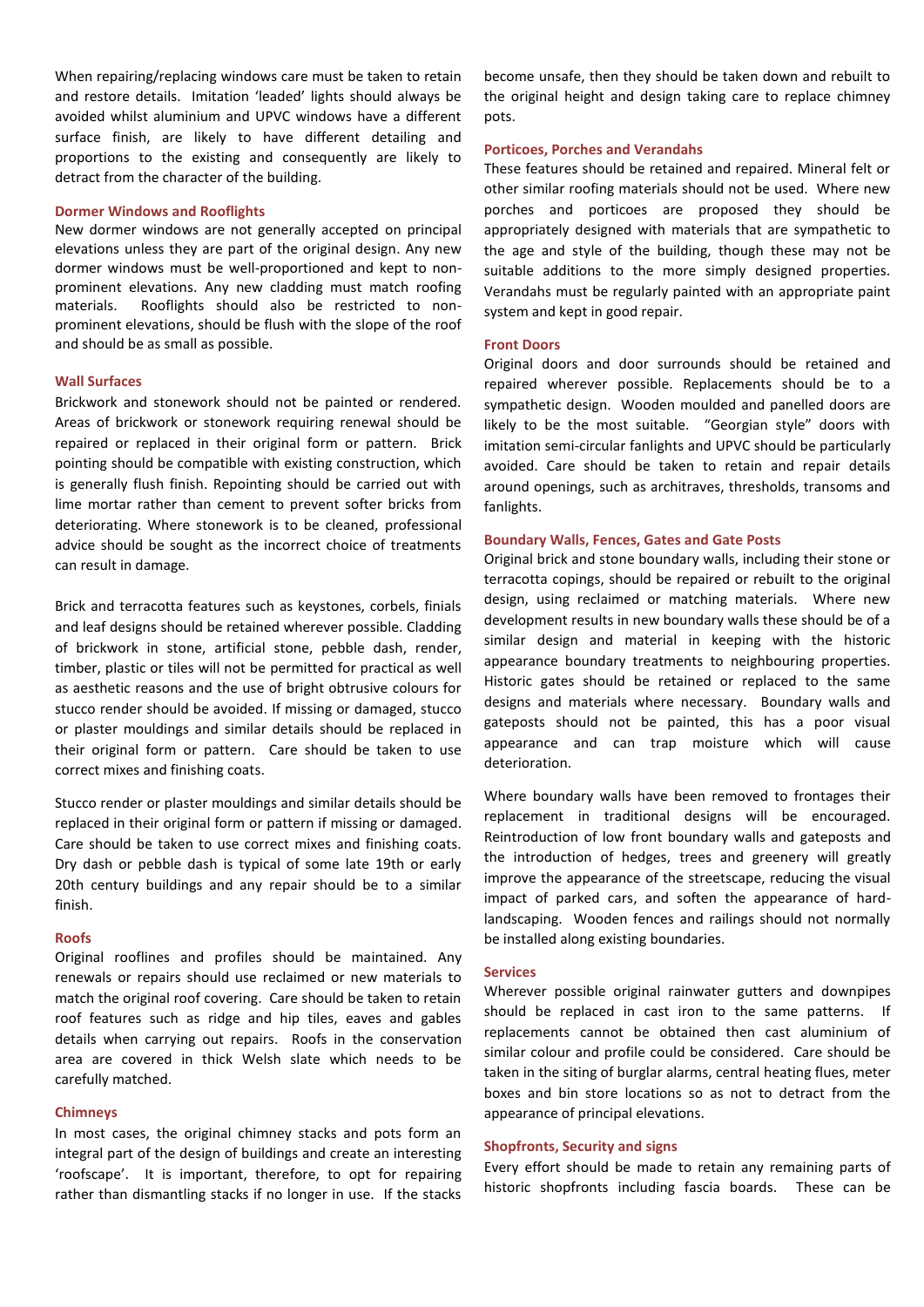When repairing/replacing windows care must be taken to retain and restore details. Imitation 'leaded' lights should always be avoided whilst aluminium and UPVC windows have a different surface finish, are likely to have different detailing and proportions to the existing and consequently are likely to detract from the character of the building.

### Dormer Windows and Rooflights

New dormer windows are not generally accepted on principal elevations unless they are part of the original design. Any new dormer windows must be well-proportioned and kept to non-prominent elevations. Any new cladding must match roofing materials. Rooflights should also be restricted to non-prominent elevations, should be flush with the slope of the roof and should be as small as possible.

### Wall Surfaces

Brickwork and stonework should not be painted or rendered. Areas of brickwork or stonework requiring renewal should be repaired or replaced in their original form or pattern. Brick pointing should be compatible with existing construction, which is generally flush finish. Repointing should be carried out with lime mortar rather than cement to prevent softer bricks from deteriorating. Where stonework is to be cleaned, professional advice should be sought as the incorrect choice of treatments can result in damage.

Brick and terracotta features such as keystones, corbels, finials and leaf designs should be retained wherever possible. Cladding of brickwork in stone, artificial stone, pebble dash, render, timber, plastic or tiles will not be permitted for practical as well as aesthetic reasons and the use of bright obtrusive colours for stucco render should be avoided. If missing or damaged, stucco or plaster mouldings and similar details should be replaced in their original form or pattern. Care should be taken to use correct mixes and finishing coats.

Stucco render or plaster mouldings and similar details should be replaced in their original form or pattern if missing or damaged. Care should be taken to use correct mixes and finishing coats. Dry dash or pebble dash is typical of some late 19th or early 20th century buildings and any repair should be to a similar finish.

### Roofs

Original rooflines and profiles should be maintained. Any renewals or repairs should use reclaimed or new materials to match the original roof covering. Care should be taken to retain roof features such as ridge and hip tiles, eaves and gables details when carrying out repairs. Roofs in the conservation area are covered in thick Welsh slate which needs to be carefully matched.

### Chimneys

In most cases, the original chimney stacks and pots form an integral part of the design of buildings and create an interesting 'roofscape'. It is important, therefore, to opt for repairing rather than dismantling stacks if no longer in use. If the stacks become unsafe, then they should be taken down and rebuilt to the original height and design taking care to replace chimney pots.

### Porticoes, Porches and Verandahs

These features should be retained and repaired. Mineral felt or other similar roofing materials should not be used. Where new porches and porticoes are proposed they should be appropriately designed with materials that are sympathetic to the age and style of the building, though these may not be suitable additions to the more simply designed properties. Verandahs must be regularly painted with an appropriate paint system and kept in good repair.

### Front Doors

Original doors and door surrounds should be retained and repaired wherever possible. Replacements should be to a sympathetic design. Wooden moulded and panelled doors are likely to be the most suitable. "Georgian style" doors with imitation semi-circular fanlights and UPVC should be particularly avoided. Care should be taken to retain and repair details around openings, such as architraves, thresholds, transoms and fanlights.

### Boundary Walls, Fences, Gates and Gate Posts

Original brick and stone boundary walls, including their stone or terracotta copings, should be repaired or rebuilt to the original design, using reclaimed or matching materials. Where new development results in new boundary walls these should be of a similar design and material in keeping with the historic appearance boundary treatments to neighbouring properties. Historic gates should be retained or replaced to the same designs and materials where necessary. Boundary walls and gateposts should not be painted, this has a poor visual appearance and can trap moisture which will cause deterioration.

Where boundary walls have been removed to frontages their replacement in traditional designs will be encouraged. Reintroduction of low front boundary walls and gateposts and the introduction of hedges, trees and greenery will greatly improve the appearance of the streetscape, reducing the visual impact of parked cars, and soften the appearance of hard-landscaping. Wooden fences and railings should not normally be installed along existing boundaries.

### Services

Wherever possible original rainwater gutters and downpipes should be replaced in cast iron to the same patterns. If replacements cannot be obtained then cast aluminium of similar colour and profile could be considered. Care should be taken in the siting of burglar alarms, central heating flues, meter boxes and bin store locations so as not to detract from the appearance of principal elevations.

### Shopfronts, Security and signs

Every effort should be made to retain any remaining parts of historic shopfronts including fascia boards. These can be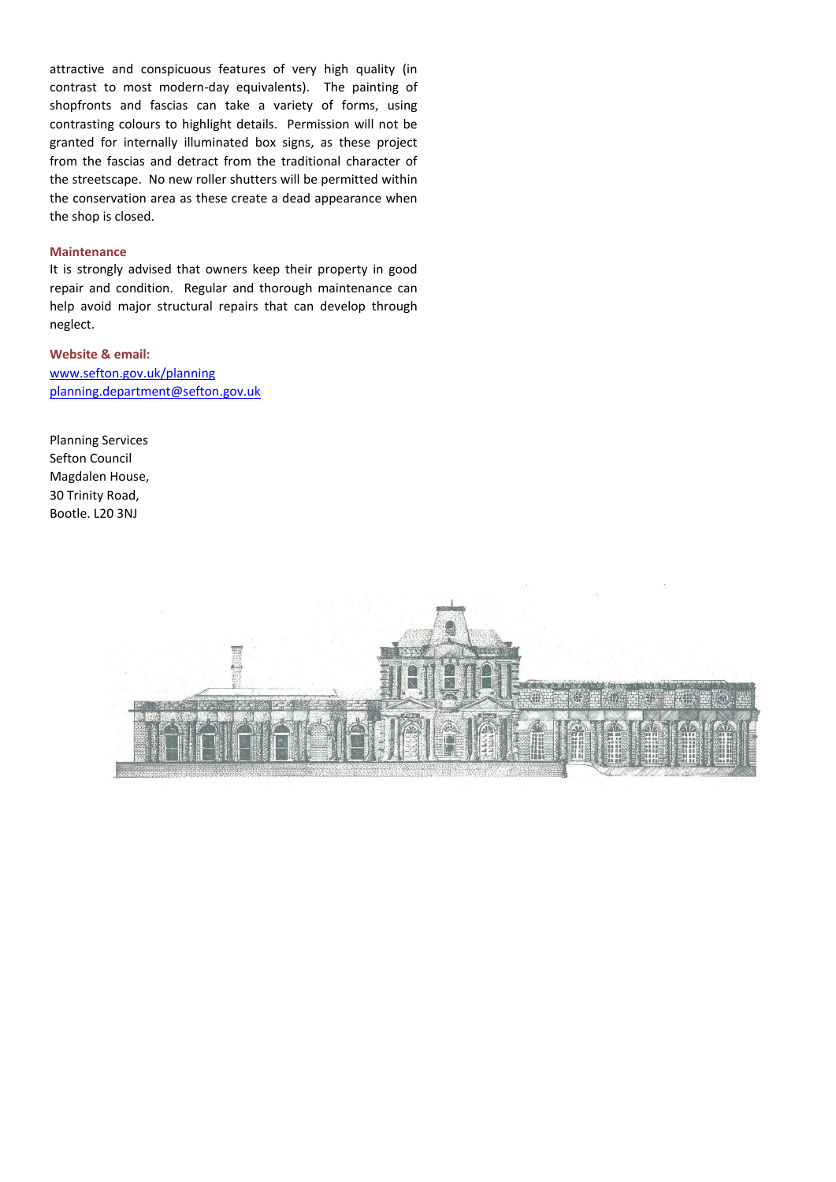attractive and conspicuous features of very high quality (in contrast to most modern-day equivalents). The painting of shopfronts and fascias can take a variety of forms, using contrasting colours to highlight details. Permission will not be granted for internally illuminated box signs, as these project from the fascias and detract from the traditional character of the streetscape. No new roller shutters will be permitted within the conservation area as these create a dead appearance when the shop is closed.

### Maintenance

It is strongly advised that owners keep their property in good repair and condition. Regular and thorough maintenance can help avoid major structural repairs that can develop through neglect.

### Website & email:

www.sefton.gov.uk/planning
planning.department@sefton.gov.uk

Planning Services
Sefton Council
Magdalen House,
30 Trinity Road,
Bootle. L20 3NJ